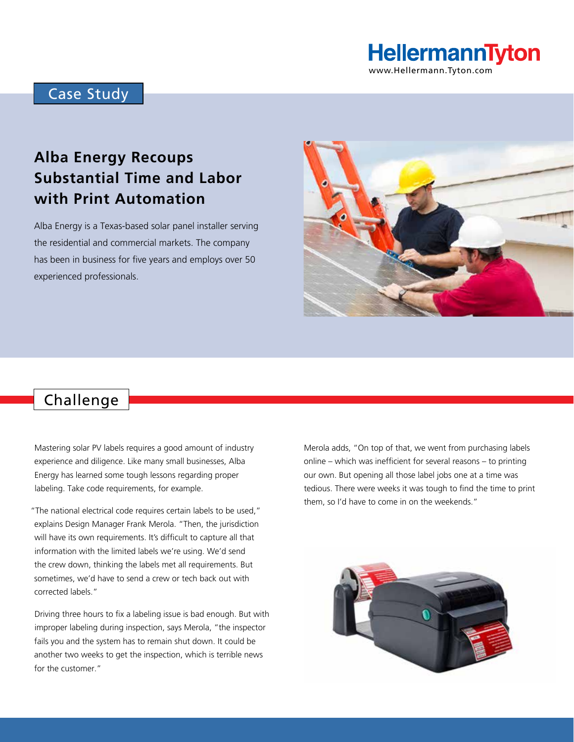HellermannTyton
www.Hellermann.Tyton.com

Case Study

# Alba Energy Recoups Substantial Time and Labor with Print Automation

Alba Energy is a Texas-based solar panel installer serving the residential and commercial markets. The company has been in business for five years and employs over 50 experienced professionals.

## Challenge

Mastering solar PV labels requires a good amount of industry experience and diligence. Like many small businesses, Alba Energy has learned some tough lessons regarding proper labeling. Take code requirements, for example.

"The national electrical code requires certain labels to be used," explains Design Manager Frank Merola. "Then, the jurisdiction will have its own requirements. It's difficult to capture all that information with the limited labels we're using. We'd send the crew down, thinking the labels met all requirements. But sometimes, we'd have to send a crew or tech back out with corrected labels."

Driving three hours to fix a labeling issue is bad enough. But with improper labeling during inspection, says Merola, "the inspector fails you and the system has to remain shut down. It could be another two weeks to get the inspection, which is terrible news for the customer."

Merola adds, "On top of that, we went from purchasing labels online – which was inefficient for several reasons – to printing our own. But opening all those label jobs one at a time was tedious. There were weeks it was tough to find the time to print them, so I'd have to come in on the weekends."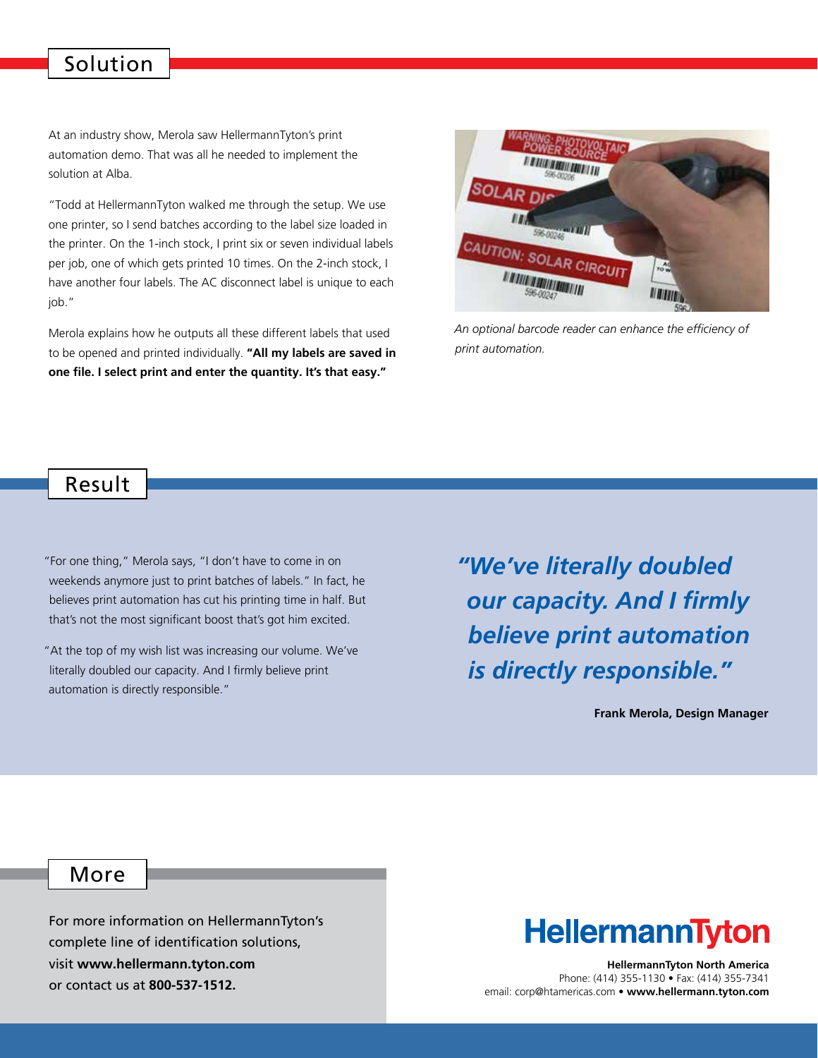## Solution

At an industry show, Merola saw HellermannTyton's print automation demo. That was all he needed to implement the solution at Alba.

"Todd at HellermannTyton walked me through the setup. We use one printer, so I send batches according to the label size loaded in the printer. On the 1-inch stock, I print six or seven individual labels per job, one of which gets printed 10 times. On the 2-inch stock, I have another four labels. The AC disconnect label is unique to each job."

Merola explains how he outputs all these different labels that used to be opened and printed individually. **"All my labels are saved in one file. I select print and enter the quantity. It's that easy."**

*An optional barcode reader can enhance the efficiency of print automation.*

## Result

"For one thing," Merola says, "I don't have to come in on weekends anymore just to print batches of labels." In fact, he believes print automation has cut his printing time in half. But that's not the most significant boost that's got him excited.

"At the top of my wish list was increasing our volume. We've literally doubled our capacity. And I firmly believe print automation is directly responsible."

***"We've literally doubled our capacity. And I firmly believe print automation is directly responsible."***

**Frank Merola, Design Manager**

## More

For more information on HellermannTyton's complete line of identification solutions, visit **www.hellermann.tyton.com** or contact us at **800-537-1512.**

HellermannTyton

**HellermannTyton North America**
Phone: (414) 355-1130 • Fax: (414) 355-7341
email: corp@htamericas.com • **www.hellermann.tyton.com**